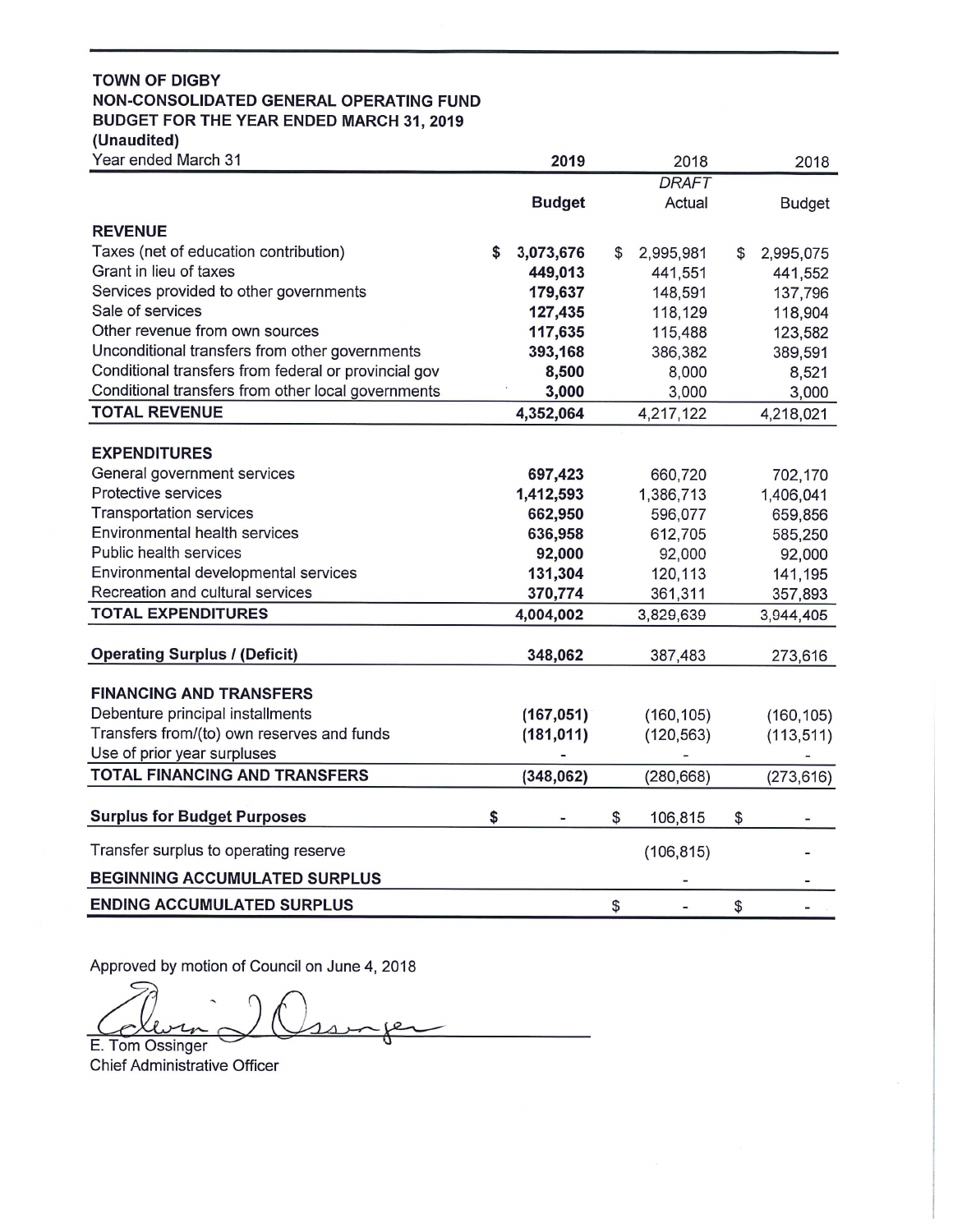**TOWN OF DIGBY**
**NON-CONSOLIDATED GENERAL OPERATING FUND**
**BUDGET FOR THE YEAR ENDED MARCH 31, 2019**
**(Unaudited)**

| Year ended March 31 | 2019 | 2018 | 2018 |
|---|---|---|---|
| | | *DRAFT* | |
| | **Budget** | Actual | Budget |
| **REVENUE** | | | |
| Taxes (net of education contribution) | **$ 3,073,676** | $ 2,995,981 | $ 2,995,075 |
| Grant in lieu of taxes | **449,013** | 441,551 | 441,552 |
| Services provided to other governments | **179,637** | 148,591 | 137,796 |
| Sale of services | **127,435** | 118,129 | 118,904 |
| Other revenue from own sources | **117,635** | 115,488 | 123,582 |
| Unconditional transfers from other governments | **393,168** | 386,382 | 389,591 |
| Conditional transfers from federal or provincial gov | **8,500** | 8,000 | 8,521 |
| Conditional transfers from other local governments | **3,000** | 3,000 | 3,000 |
| **TOTAL REVENUE** | **4,352,064** | 4,217,122 | 4,218,021 |
| **EXPENDITURES** | | | |
| General government services | **697,423** | 660,720 | 702,170 |
| Protective services | **1,412,593** | 1,386,713 | 1,406,041 |
| Transportation services | **662,950** | 596,077 | 659,856 |
| Environmental health services | **636,958** | 612,705 | 585,250 |
| Public health services | **92,000** | 92,000 | 92,000 |
| Environmental developmental services | **131,304** | 120,113 | 141,195 |
| Recreation and cultural services | **370,774** | 361,311 | 357,893 |
| **TOTAL EXPENDITURES** | **4,004,002** | 3,829,639 | 3,944,405 |
| **Operating Surplus / (Deficit)** | **348,062** | 387,483 | 273,616 |
| **FINANCING AND TRANSFERS** | | | |
| Debenture principal installments | **(167,051)** | (160,105) | (160,105) |
| Transfers from/(to) own reserves and funds | **(181,011)** | (120,563) | (113,511) |
| Use of prior year surpluses | **-** | - | - |
| **TOTAL FINANCING AND TRANSFERS** | **(348,062)** | (280,668) | (273,616) |
| **Surplus for Budget Purposes** | **$ -** | $ 106,815 | $ - |
| Transfer surplus to operating reserve | | (106,815) | - |
| **BEGINNING ACCUMULATED SURPLUS** | | - | - |
| **ENDING ACCUMULATED SURPLUS** | | $ - | $ - |

Approved by motion of Council on June 4, 2018

E. Tom Ossinger
Chief Administrative Officer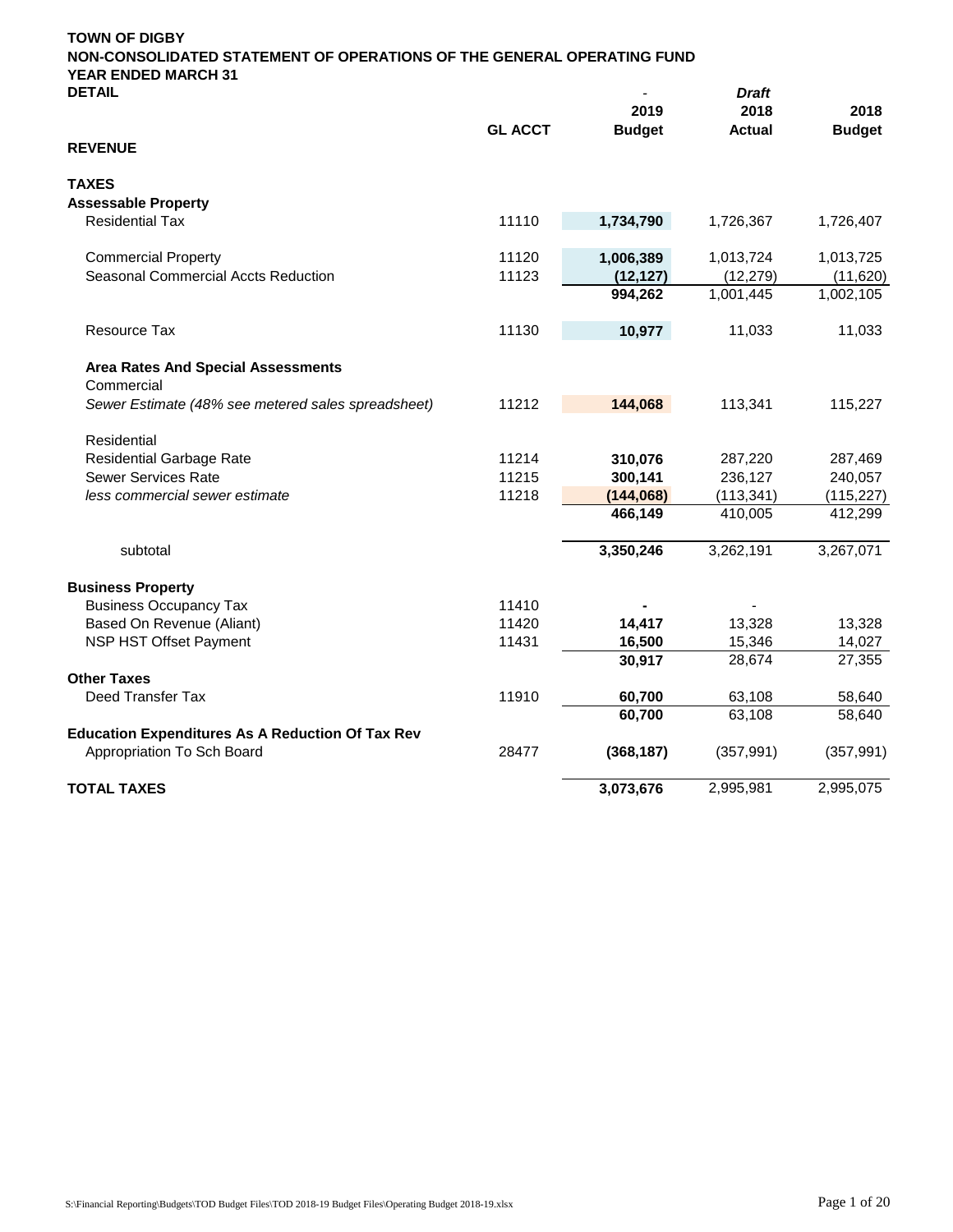**TOWN OF DIGBY**
**NON-CONSOLIDATED STATEMENT OF OPERATIONS OF THE GENERAL OPERATING FUND**
**YEAR ENDED MARCH 31**
**DETAIL**

| | GL ACCT | 2019 Budget | *Draft* 2018 Actual | 2018 Budget |
|---|---|---|---|---|
| **REVENUE** | | | | |
| | | | | |
| **TAXES** | | | | |
| **Assessable Property** | | | | |
| Residential Tax | 11110 | **1,734,790** | 1,726,367 | 1,726,407 |
| | | | | |
| Commercial Property | 11120 | **1,006,389** | 1,013,724 | 1,013,725 |
| Seasonal Commercial Accts Reduction | 11123 | **(12,127)** | (12,279) | (11,620) |
| | | **994,262** | 1,001,445 | 1,002,105 |
| | | | | |
| Resource Tax | 11130 | **10,977** | 11,033 | 11,033 |
| | | | | |
| **Area Rates And Special Assessments** | | | | |
| Commercial | | | | |
| *Sewer Estimate (48% see metered sales spreadsheet)* | 11212 | **144,068** | 113,341 | 115,227 |
| | | | | |
| Residential | | | | |
| Residential Garbage Rate | 11214 | **310,076** | 287,220 | 287,469 |
| Sewer Services Rate | 11215 | **300,141** | 236,127 | 240,057 |
| *less commercial sewer estimate* | 11218 | **(144,068)** | (113,341) | (115,227) |
| | | **466,149** | 410,005 | 412,299 |
| | | | | |
| subtotal | | **3,350,246** | 3,262,191 | 3,267,071 |
| | | | | |
| **Business Property** | | | | |
| Business Occupancy Tax | 11410 | **-** | - | |
| Based On Revenue (Aliant) | 11420 | **14,417** | 13,328 | 13,328 |
| NSP HST Offset Payment | 11431 | **16,500** | 15,346 | 14,027 |
| | | **30,917** | 28,674 | 27,355 |
| **Other Taxes** | | | | |
| Deed Transfer Tax | 11910 | **60,700** | 63,108 | 58,640 |
| | | **60,700** | 63,108 | 58,640 |
| **Education Expenditures As A Reduction Of Tax Rev** | | | | |
| Appropriation To Sch Board | 28477 | **(368,187)** | (357,991) | (357,991) |
| | | | | |
| **TOTAL TAXES** | | **3,073,676** | 2,995,981 | 2,995,075 |

S:\Financial Reporting\Budgets\TOD Budget Files\TOD 2018-19 Budget Files\Operating Budget 2018-19.xlsx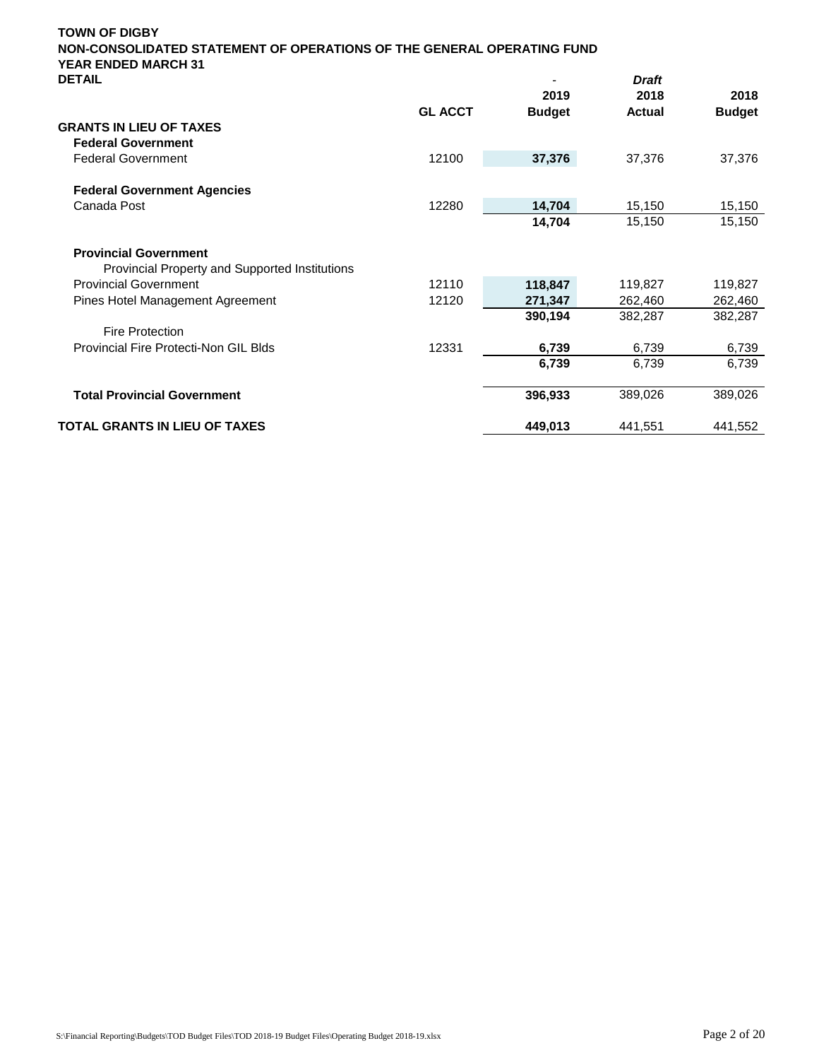**TOWN OF DIGBY**
**NON-CONSOLIDATED STATEMENT OF OPERATIONS OF THE GENERAL OPERATING FUND**
**YEAR ENDED MARCH 31**
**DETAIL**

| | GL ACCT | - 2019 Budget | *Draft* 2018 Actual | 2018 Budget |
|---|---|---|---|---|
| **GRANTS IN LIEU OF TAXES** | | | | |
| **Federal Government** | | | | |
| Federal Government | 12100 | **37,376** | 37,376 | 37,376 |
| | | | | |
| **Federal Government Agencies** | | | | |
| Canada Post | 12280 | **14,704** | 15,150 | 15,150 |
| | | **14,704** | 15,150 | 15,150 |
| | | | | |
| **Provincial Government** | | | | |
| Provincial Property and Supported Institutions | | | | |
| Provincial Government | 12110 | **118,847** | 119,827 | 119,827 |
| Pines Hotel Management Agreement | 12120 | **271,347** | 262,460 | 262,460 |
| | | **390,194** | 382,287 | 382,287 |
| Fire Protection | | | | |
| Provincial Fire Protecti-Non GIL Blds | 12331 | **6,739** | 6,739 | 6,739 |
| | | **6,739** | 6,739 | 6,739 |
| | | | | |
| **Total Provincial Government** | | **396,933** | 389,026 | 389,026 |
| | | | | |
| **TOTAL GRANTS IN LIEU OF TAXES** | | **449,013** | 441,551 | 441,552 |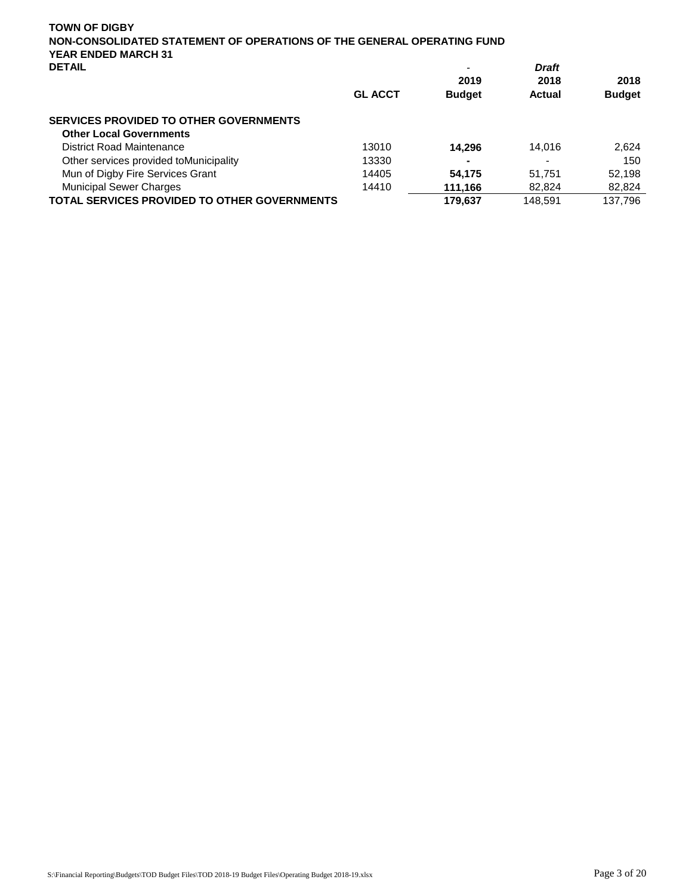**TOWN OF DIGBY**
**NON-CONSOLIDATED STATEMENT OF OPERATIONS OF THE GENERAL OPERATING FUND**
**YEAR ENDED MARCH 31**
**DETAIL**

| | GL ACCT | 2019 Budget | *Draft* 2018 Actual | 2018 Budget |
|---|---|---|---|---|
| **SERVICES PROVIDED TO OTHER GOVERNMENTS** | | | | |
| **Other Local Governments** | | | | |
| District Road Maintenance | 13010 | **14,296** | 14,016 | 2,624 |
| Other services provided toMunicipality | 13330 | **-** | - | 150 |
| Mun of Digby Fire Services Grant | 14405 | **54,175** | 51,751 | 52,198 |
| Municipal Sewer Charges | 14410 | **111,166** | 82,824 | 82,824 |
| **TOTAL SERVICES PROVIDED TO OTHER GOVERNMENTS** | | **179,637** | 148,591 | 137,796 |

S:\Financial Reporting\Budgets\TOD Budget Files\TOD 2018-19 Budget Files\Operating Budget 2018-19.xlsx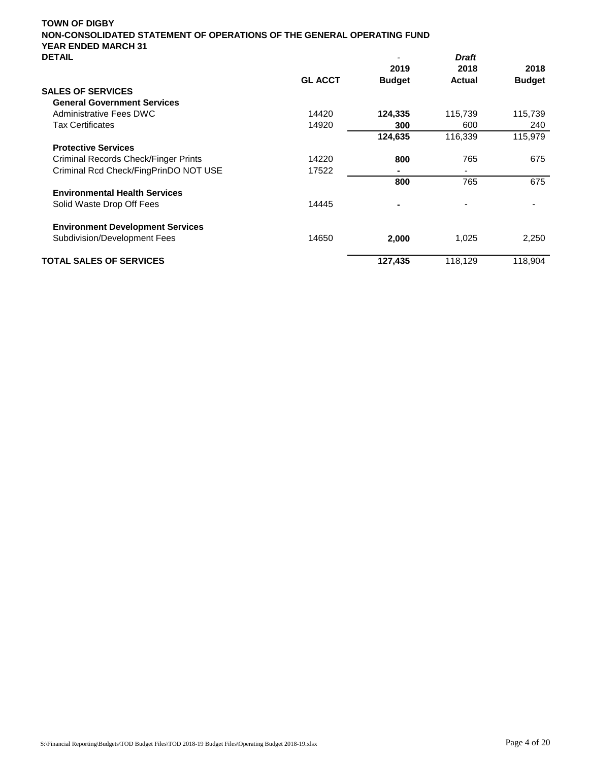**TOWN OF DIGBY**
**NON-CONSOLIDATED STATEMENT OF OPERATIONS OF THE GENERAL OPERATING FUND**
**YEAR ENDED MARCH 31**
**DETAIL**

| | GL ACCT | 2019 Budget | *Draft* 2018 Actual | 2018 Budget |
|---|---|---|---|---|
| **SALES OF SERVICES** | | | | |
| **General Government Services** | | | | |
| Administrative Fees DWC | 14420 | **124,335** | 115,739 | 115,739 |
| Tax Certificates | 14920 | **300** | 600 | 240 |
| | | **124,635** | 116,339 | 115,979 |
| **Protective Services** | | | | |
| Criminal Records Check/Finger Prints | 14220 | **800** | 765 | 675 |
| Criminal Rcd Check/FingPrinDO NOT USE | 17522 | **-** | - | |
| | | **800** | 765 | 675 |
| **Environmental Health Services** | | | | |
| Solid Waste Drop Off Fees | 14445 | **-** | - | - |
| **Environment Development Services** | | | | |
| Subdivision/Development Fees | 14650 | **2,000** | 1,025 | 2,250 |
| **TOTAL SALES OF SERVICES** | | **127,435** | 118,129 | 118,904 |

S:\Financial Reporting\Budgets\TOD Budget Files\TOD 2018-19 Budget Files\Operating Budget 2018-19.xlsx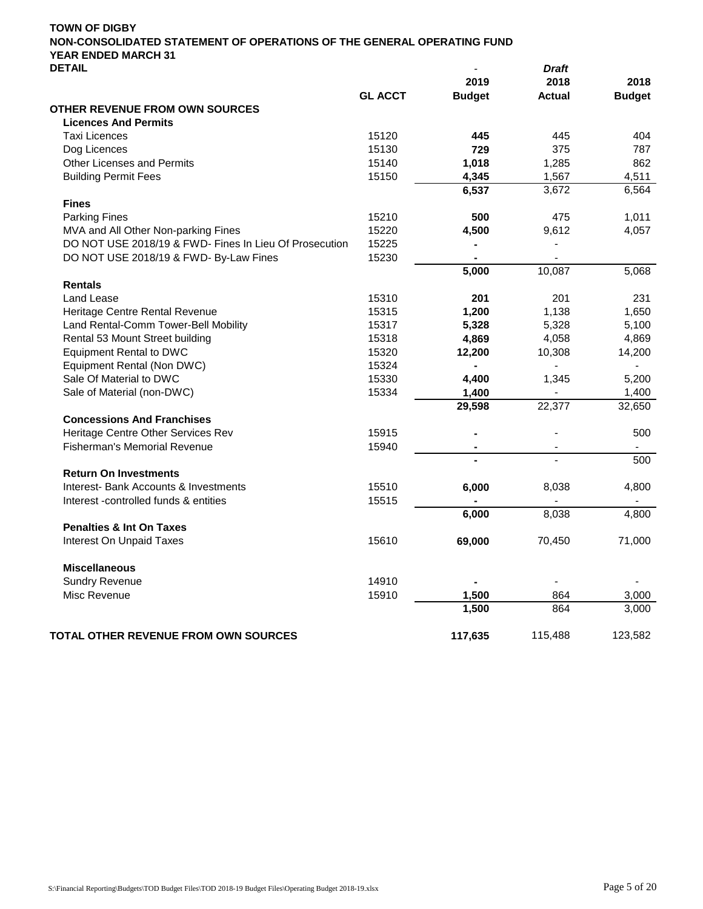**TOWN OF DIGBY**
**NON-CONSOLIDATED STATEMENT OF OPERATIONS OF THE GENERAL OPERATING FUND**
**YEAR ENDED MARCH 31**
**DETAIL**

| | GL ACCT | 2019 Budget | *Draft* 2018 Actual | 2018 Budget |
|---|---|---|---|---|
| **OTHER REVENUE FROM OWN SOURCES** | | | | |
| **Licences And Permits** | | | | |
| Taxi Licences | 15120 | **445** | 445 | 404 |
| Dog Licences | 15130 | **729** | 375 | 787 |
| Other Licenses and Permits | 15140 | **1,018** | 1,285 | 862 |
| Building Permit Fees | 15150 | **4,345** | 1,567 | 4,511 |
| | | **6,537** | 3,672 | 6,564 |
| **Fines** | | | | |
| Parking Fines | 15210 | **500** | 475 | 1,011 |
| MVA and All Other Non-parking Fines | 15220 | **4,500** | 9,612 | 4,057 |
| DO NOT USE 2018/19 & FWD- Fines In Lieu Of Prosecution | 15225 | **-** | - | |
| DO NOT USE 2018/19 & FWD- By-Law Fines | 15230 | **-** | - | |
| | | **5,000** | 10,087 | 5,068 |
| **Rentals** | | | | |
| Land Lease | 15310 | **201** | 201 | 231 |
| Heritage Centre Rental Revenue | 15315 | **1,200** | 1,138 | 1,650 |
| Land Rental-Comm Tower-Bell Mobility | 15317 | **5,328** | 5,328 | 5,100 |
| Rental 53 Mount Street building | 15318 | **4,869** | 4,058 | 4,869 |
| Equipment Rental to DWC | 15320 | **12,200** | 10,308 | 14,200 |
| Equipment Rental (Non DWC) | 15324 | **-** | - | - |
| Sale Of Material to DWC | 15330 | **4,400** | 1,345 | 5,200 |
| Sale of Material (non-DWC) | 15334 | **1,400** | - | 1,400 |
| | | **29,598** | 22,377 | 32,650 |
| **Concessions And Franchises** | | | | |
| Heritage Centre Other Services Rev | 15915 | **-** | - | 500 |
| Fisherman's Memorial Revenue | 15940 | **-** | - | - |
| | | **-** | - | 500 |
| **Return On Investments** | | | | |
| Interest- Bank Accounts & Investments | 15510 | **6,000** | 8,038 | 4,800 |
| Interest -controlled funds & entities | 15515 | **-** | - | - |
| | | **6,000** | 8,038 | 4,800 |
| **Penalties & Int On Taxes** | | | | |
| Interest On Unpaid Taxes | 15610 | **69,000** | 70,450 | 71,000 |
| **Miscellaneous** | | | | |
| Sundry Revenue | 14910 | **-** | - | - |
| Misc Revenue | 15910 | **1,500** | 864 | 3,000 |
| | | **1,500** | 864 | 3,000 |
| **TOTAL OTHER REVENUE FROM OWN SOURCES** | | **117,635** | 115,488 | 123,582 |

S:\Financial Reporting\Budgets\TOD Budget Files\TOD 2018-19 Budget Files\Operating Budget 2018-19.xlsx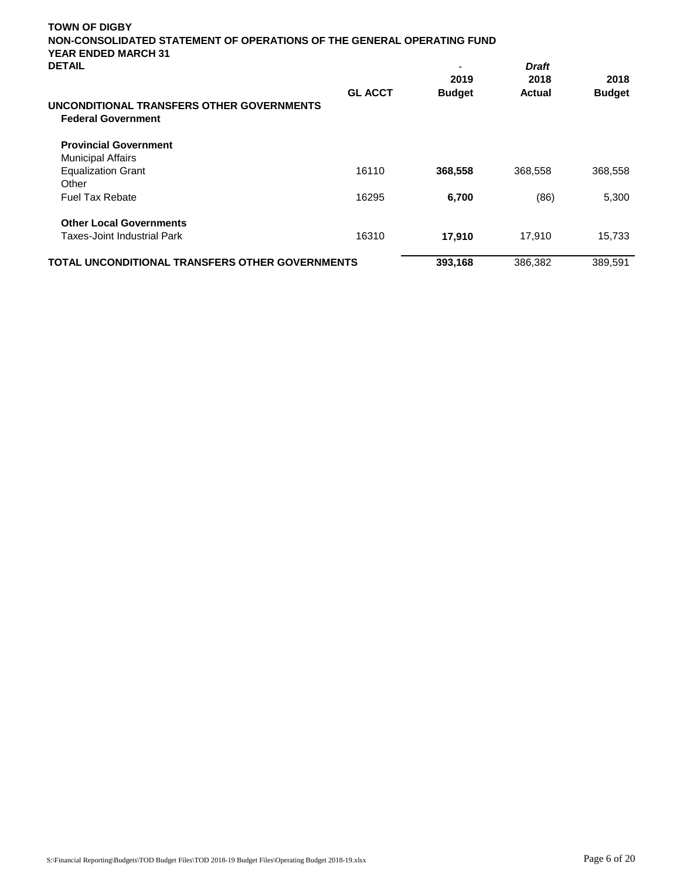**TOWN OF DIGBY**
**NON-CONSOLIDATED STATEMENT OF OPERATIONS OF THE GENERAL OPERATING FUND**
**YEAR ENDED MARCH 31**
**DETAIL**

| | GL ACCT | - <br> 2019 <br> Budget | *Draft* <br> 2018 <br> Actual | 2018 <br> Budget |
|---|---|---|---|---|
| **UNCONDITIONAL TRANSFERS OTHER GOVERNMENTS** | | | | |
| **Federal Government** | | | | |
| | | | | |
| **Provincial Government** | | | | |
| Municipal Affairs | | | | |
| Equalization Grant | 16110 | **368,558** | 368,558 | 368,558 |
| Other | | | | |
| Fuel Tax Rebate | 16295 | **6,700** | (86) | 5,300 |
| | | | | |
| **Other Local Governments** | | | | |
| Taxes-Joint Industrial Park | 16310 | **17,910** | 17,910 | 15,733 |
| | | | | |
| **TOTAL UNCONDITIONAL TRANSFERS OTHER GOVERNMENTS** | | **393,168** | 386,382 | 389,591 |

S:\Financial Reporting\Budgets\TOD Budget Files\TOD 2018-19 Budget Files\Operating Budget 2018-19.xlsx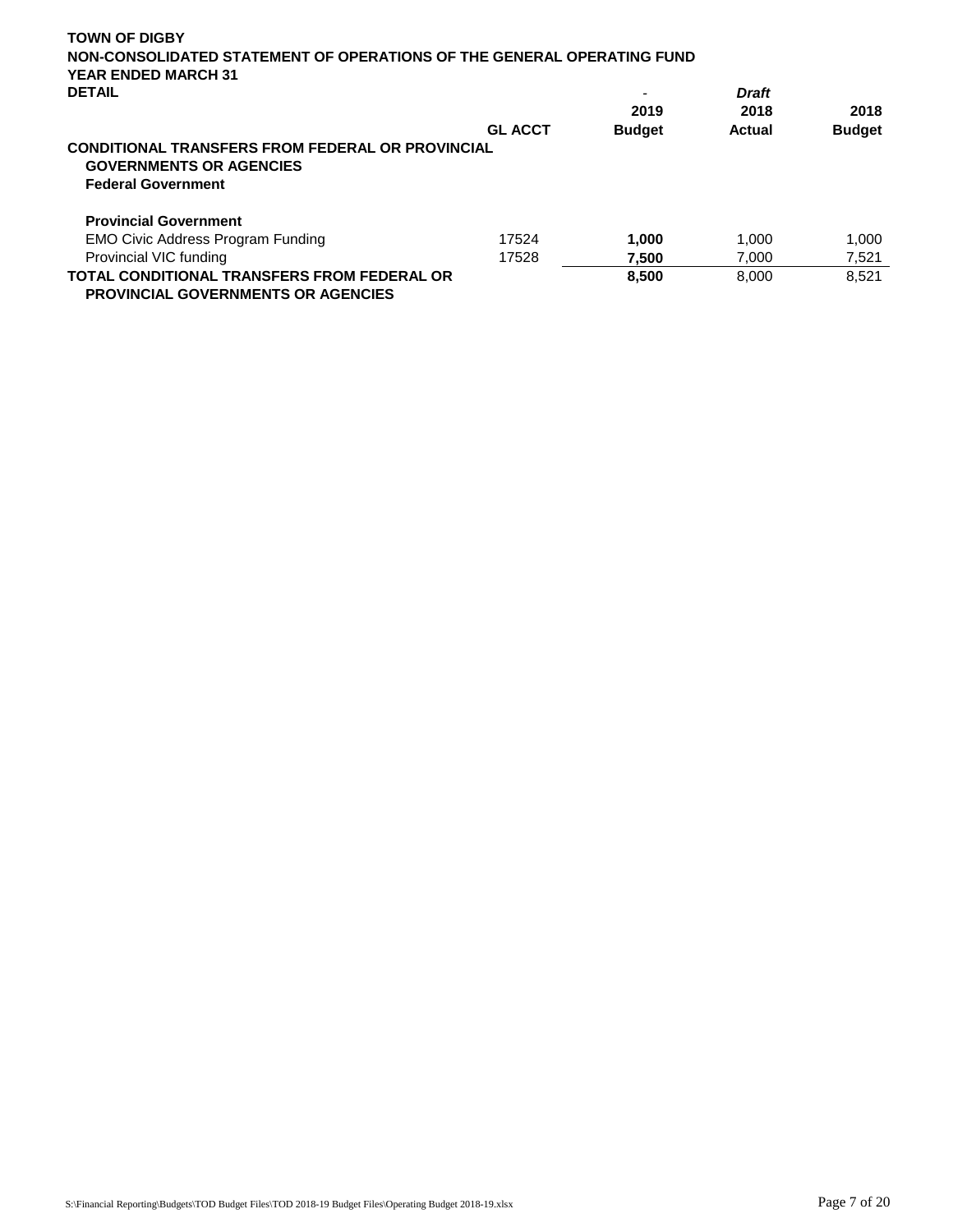**TOWN OF DIGBY**
**NON-CONSOLIDATED STATEMENT OF OPERATIONS OF THE GENERAL OPERATING FUND**
**YEAR ENDED MARCH 31**
**DETAIL**

| | GL ACCT | - 2019 Budget | *Draft* 2018 Actual | 2018 Budget |
|---|---|---|---|---|
| **CONDITIONAL TRANSFERS FROM FEDERAL OR PROVINCIAL GOVERNMENTS OR AGENCIES** | | | | |
| **Federal Government** | | | | |
| | | | | |
| **Provincial Government** | | | | |
| EMO Civic Address Program Funding | 17524 | **1,000** | 1,000 | 1,000 |
| Provincial VIC funding | 17528 | **7,500** | 7,000 | 7,521 |
| **TOTAL CONDITIONAL TRANSFERS FROM FEDERAL OR PROVINCIAL GOVERNMENTS OR AGENCIES** | | **8,500** | 8,000 | 8,521 |

S:\Financial Reporting\Budgets\TOD Budget Files\TOD 2018-19 Budget Files\Operating Budget 2018-19.xlsx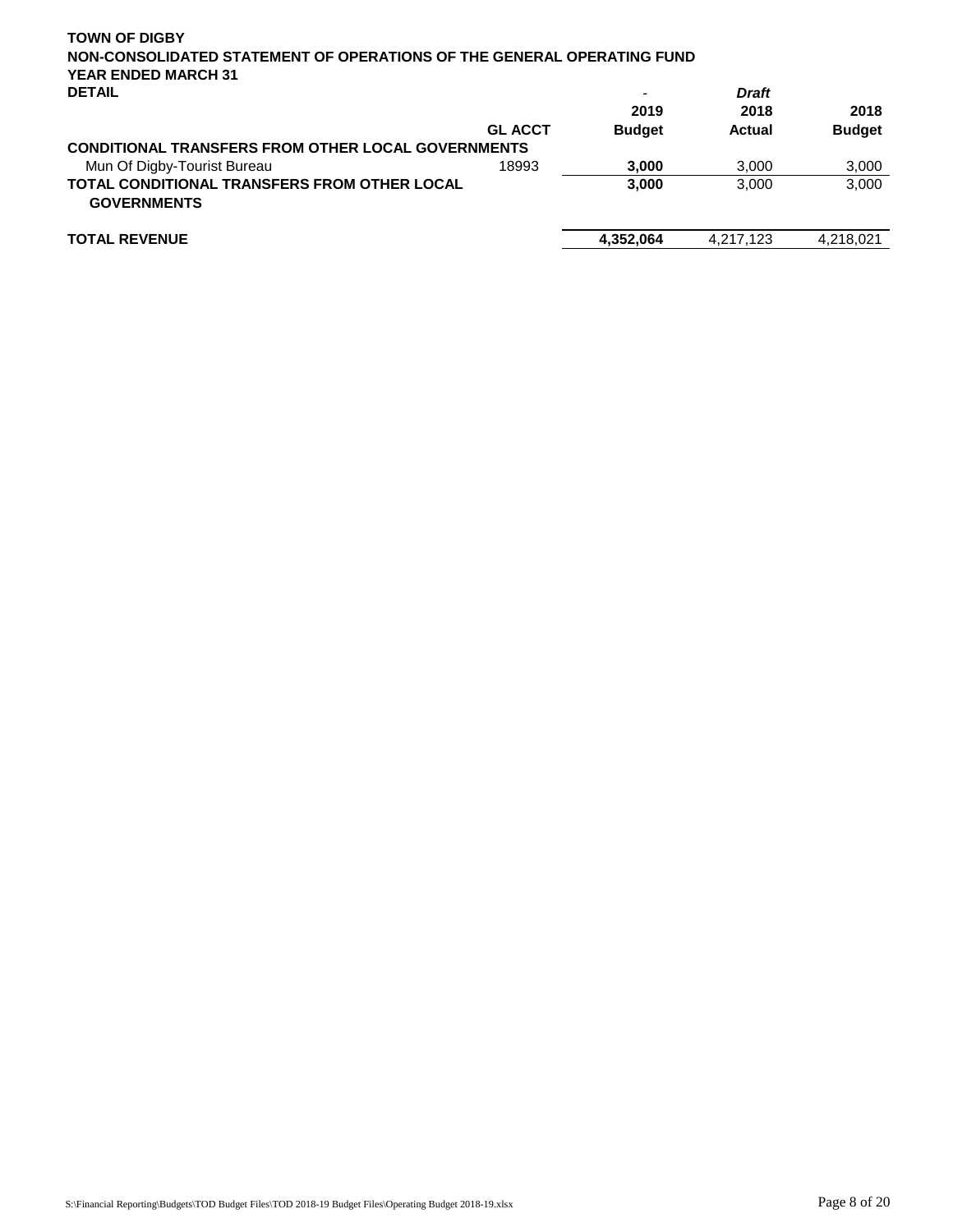**TOWN OF DIGBY**
**NON-CONSOLIDATED STATEMENT OF OPERATIONS OF THE GENERAL OPERATING FUND**
**YEAR ENDED MARCH 31**
**DETAIL**

| | GL ACCT | 2019 Budget | *Draft* 2018 Actual | 2018 Budget |
|---|---|---|---|---|
| **CONDITIONAL TRANSFERS FROM OTHER LOCAL GOVERNMENTS** | | | | |
| Mun Of Digby-Tourist Bureau | 18993 | **3,000** | 3,000 | 3,000 |
| **TOTAL CONDITIONAL TRANSFERS FROM OTHER LOCAL GOVERNMENTS** | | **3,000** | 3,000 | 3,000 |
| **TOTAL REVENUE** | | **4,352,064** | 4,217,123 | 4,218,021 |

S:\Financial Reporting\Budgets\TOD Budget Files\TOD 2018-19 Budget Files\Operating Budget 2018-19.xlsx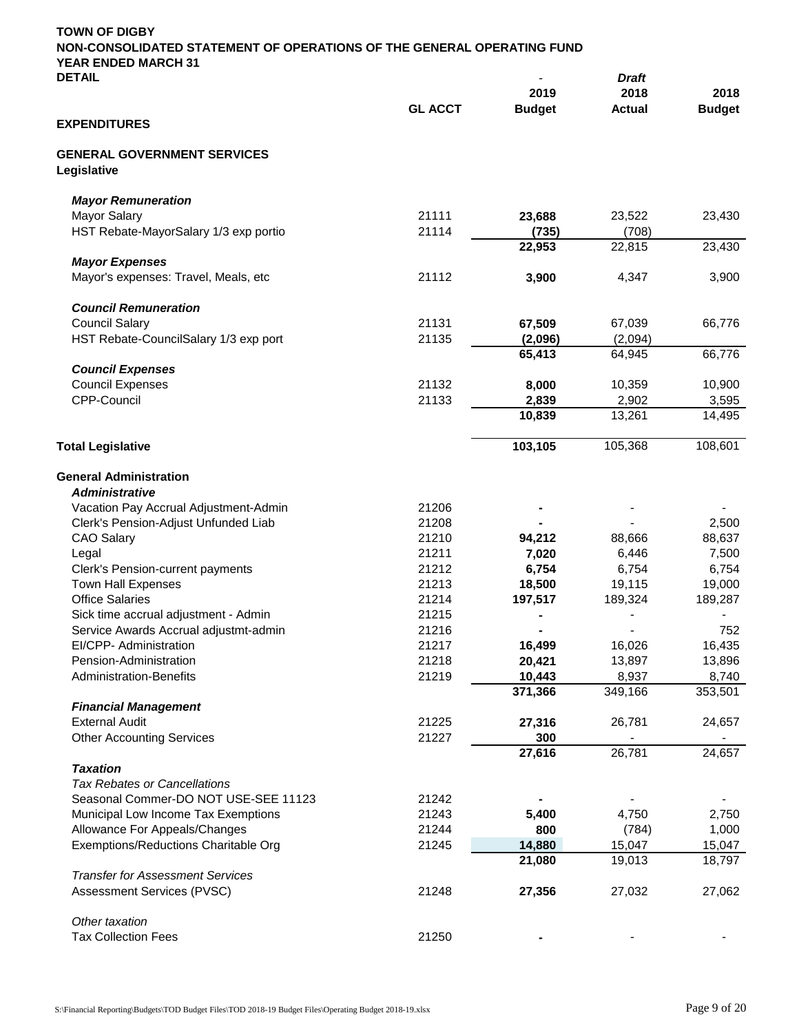**TOWN OF DIGBY**
**NON-CONSOLIDATED STATEMENT OF OPERATIONS OF THE GENERAL OPERATING FUND**
**YEAR ENDED MARCH 31**
**DETAIL**

| | GL ACCT | - 2019 Budget | *Draft* 2018 Actual | 2018 Budget |
|---|---|---|---|---|
| **EXPENDITURES** | | | | |
| | | | | |
| **GENERAL GOVERNMENT SERVICES** | | | | |
| **Legislative** | | | | |
| | | | | |
| ***Mayor Remuneration*** | | | | |
| Mayor Salary | 21111 | **23,688** | 23,522 | 23,430 |
| HST Rebate-MayorSalary 1/3 exp portio | 21114 | **(735)** | (708) | |
| | | **22,953** | 22,815 | 23,430 |
| ***Mayor Expenses*** | | | | |
| Mayor's expenses: Travel, Meals, etc | 21112 | **3,900** | 4,347 | 3,900 |
| | | | | |
| ***Council Remuneration*** | | | | |
| Council Salary | 21131 | **67,509** | 67,039 | 66,776 |
| HST Rebate-CouncilSalary 1/3 exp port | 21135 | **(2,096)** | (2,094) | |
| | | **65,413** | 64,945 | 66,776 |
| ***Council Expenses*** | | | | |
| Council Expenses | 21132 | **8,000** | 10,359 | 10,900 |
| CPP-Council | 21133 | **2,839** | 2,902 | 3,595 |
| | | **10,839** | 13,261 | 14,495 |
| | | | | |
| **Total Legislative** | | **103,105** | 105,368 | 108,601 |
| | | | | |
| **General Administration** | | | | |
| ***Administrative*** | | | | |
| Vacation Pay Accrual Adjustment-Admin | 21206 | **-** | - | - |
| Clerk's Pension-Adjust Unfunded Liab | 21208 | **-** | - | 2,500 |
| CAO Salary | 21210 | **94,212** | 88,666 | 88,637 |
| Legal | 21211 | **7,020** | 6,446 | 7,500 |
| Clerk's Pension-current payments | 21212 | **6,754** | 6,754 | 6,754 |
| Town Hall Expenses | 21213 | **18,500** | 19,115 | 19,000 |
| Office Salaries | 21214 | **197,517** | 189,324 | 189,287 |
| Sick time accrual adjustment - Admin | 21215 | **-** | - | - |
| Service Awards Accrual adjustmt-admin | 21216 | **-** | - | 752 |
| EI/CPP- Administration | 21217 | **16,499** | 16,026 | 16,435 |
| Pension-Administration | 21218 | **20,421** | 13,897 | 13,896 |
| Administration-Benefits | 21219 | **10,443** | 8,937 | 8,740 |
| | | **371,366** | 349,166 | 353,501 |
| ***Financial Management*** | | | | |
| External Audit | 21225 | **27,316** | 26,781 | 24,657 |
| Other Accounting Services | 21227 | **300** | - | - |
| | | **27,616** | 26,781 | 24,657 |
| ***Taxation*** | | | | |
| *Tax Rebates or Cancellations* | | | | |
| Seasonal Commer-DO NOT USE-SEE 11123 | 21242 | **-** | - | - |
| Municipal Low Income Tax Exemptions | 21243 | **5,400** | 4,750 | 2,750 |
| Allowance For Appeals/Changes | 21244 | **800** | (784) | 1,000 |
| Exemptions/Reductions Charitable Org | 21245 | **14,880** | 15,047 | 15,047 |
| | | **21,080** | 19,013 | 18,797 |
| *Transfer for Assessment Services* | | | | |
| Assessment Services (PVSC) | 21248 | **27,356** | 27,032 | 27,062 |
| | | | | |
| *Other taxation* | | | | |
| Tax Collection Fees | 21250 | **-** | - | - |

S:\Financial Reporting\Budgets\TOD Budget Files\TOD 2018-19 Budget Files\Operating Budget 2018-19.xlsx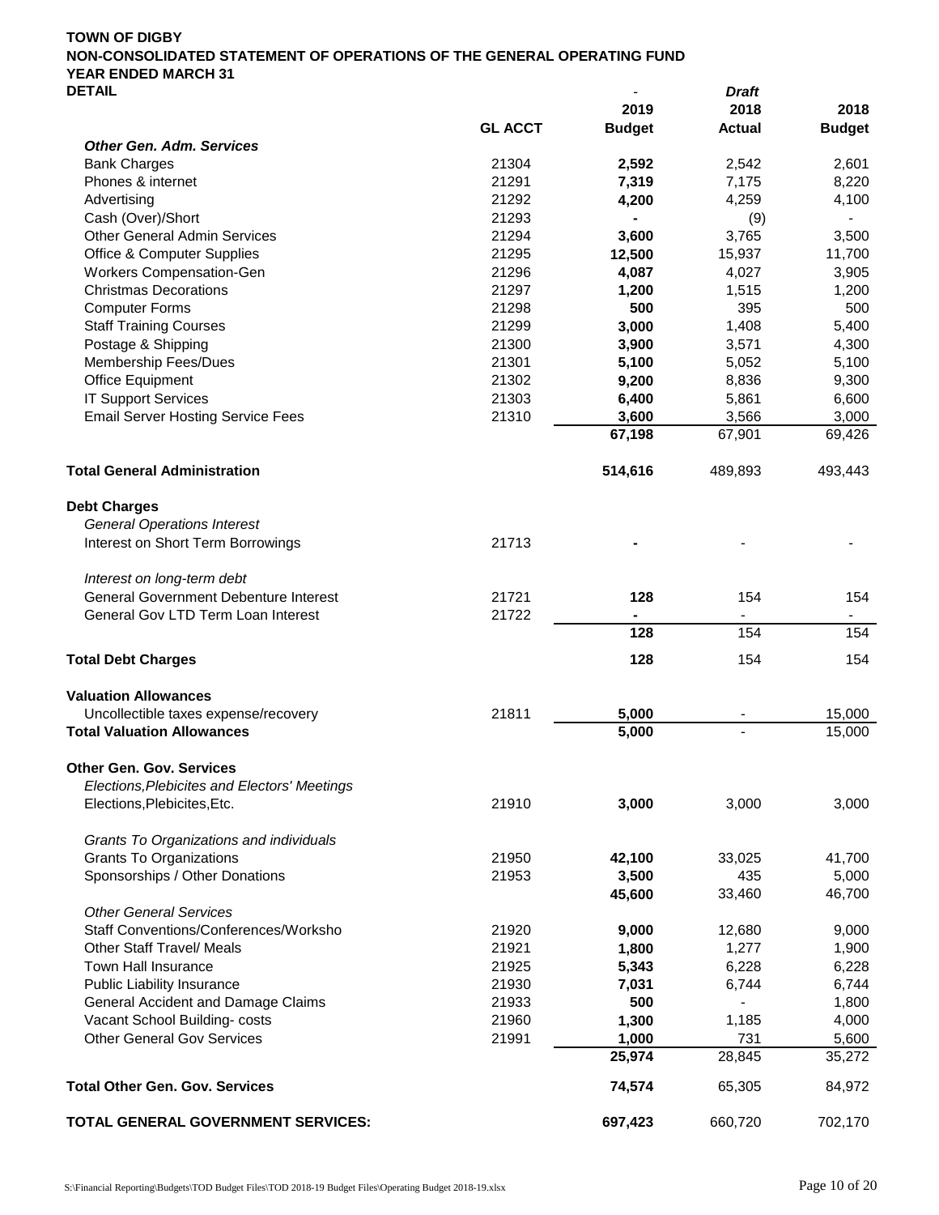**TOWN OF DIGBY**
**NON-CONSOLIDATED STATEMENT OF OPERATIONS OF THE GENERAL OPERATING FUND**
**YEAR ENDED MARCH 31**
**DETAIL**

| | GL ACCT | 2019 Budget | *Draft* 2018 Actual | 2018 Budget |
|---|---|---|---|---|
| ***Other Gen. Adm. Services*** | | | | |
| Bank Charges | 21304 | **2,592** | 2,542 | 2,601 |
| Phones & internet | 21291 | **7,319** | 7,175 | 8,220 |
| Advertising | 21292 | **4,200** | 4,259 | 4,100 |
| Cash (Over)/Short | 21293 | **-** | (9) | - |
| Other General Admin Services | 21294 | **3,600** | 3,765 | 3,500 |
| Office & Computer Supplies | 21295 | **12,500** | 15,937 | 11,700 |
| Workers Compensation-Gen | 21296 | **4,087** | 4,027 | 3,905 |
| Christmas Decorations | 21297 | **1,200** | 1,515 | 1,200 |
| Computer Forms | 21298 | **500** | 395 | 500 |
| Staff Training Courses | 21299 | **3,000** | 1,408 | 5,400 |
| Postage & Shipping | 21300 | **3,900** | 3,571 | 4,300 |
| Membership Fees/Dues | 21301 | **5,100** | 5,052 | 5,100 |
| Office Equipment | 21302 | **9,200** | 8,836 | 9,300 |
| IT Support Services | 21303 | **6,400** | 5,861 | 6,600 |
| Email Server Hosting Service Fees | 21310 | **3,600** | 3,566 | 3,000 |
| | | **67,198** | 67,901 | 69,426 |
| **Total General Administration** | | **514,616** | 489,893 | 493,443 |
| **Debt Charges** | | | | |
| *General Operations Interest* | | | | |
| Interest on Short Term Borrowings | 21713 | **-** | - | - |
| *Interest on long-term debt* | | | | |
| General Government Debenture Interest | 21721 | **128** | 154 | 154 |
| General Gov LTD Term Loan Interest | 21722 | **-** | - | - |
| | | **128** | 154 | 154 |
| **Total Debt Charges** | | **128** | 154 | 154 |
| **Valuation Allowances** | | | | |
| Uncollectible taxes expense/recovery | 21811 | **5,000** | - | 15,000 |
| **Total Valuation Allowances** | | **5,000** | - | 15,000 |
| **Other Gen. Gov. Services** | | | | |
| *Elections,Plebicites and Electors' Meetings* | | | | |
| Elections,Plebicites,Etc. | 21910 | **3,000** | 3,000 | 3,000 |
| *Grants To Organizations and individuals* | | | | |
| Grants To Organizations | 21950 | **42,100** | 33,025 | 41,700 |
| Sponsorships / Other Donations | 21953 | **3,500** | 435 | 5,000 |
| | | **45,600** | 33,460 | 46,700 |
| *Other General Services* | | | | |
| Staff Conventions/Conferences/Worksho | 21920 | **9,000** | 12,680 | 9,000 |
| Other Staff Travel/ Meals | 21921 | **1,800** | 1,277 | 1,900 |
| Town Hall Insurance | 21925 | **5,343** | 6,228 | 6,228 |
| Public Liability Insurance | 21930 | **7,031** | 6,744 | 6,744 |
| General Accident and Damage Claims | 21933 | **500** | - | 1,800 |
| Vacant School Building- costs | 21960 | **1,300** | 1,185 | 4,000 |
| Other General Gov Services | 21991 | **1,000** | 731 | 5,600 |
| | | **25,974** | 28,845 | 35,272 |
| **Total Other Gen. Gov. Services** | | **74,574** | 65,305 | 84,972 |
| **TOTAL GENERAL GOVERNMENT SERVICES:** | | **697,423** | 660,720 | 702,170 |

S:\Financial Reporting\Budgets\TOD Budget Files\TOD 2018-19 Budget Files\Operating Budget 2018-19.xlsx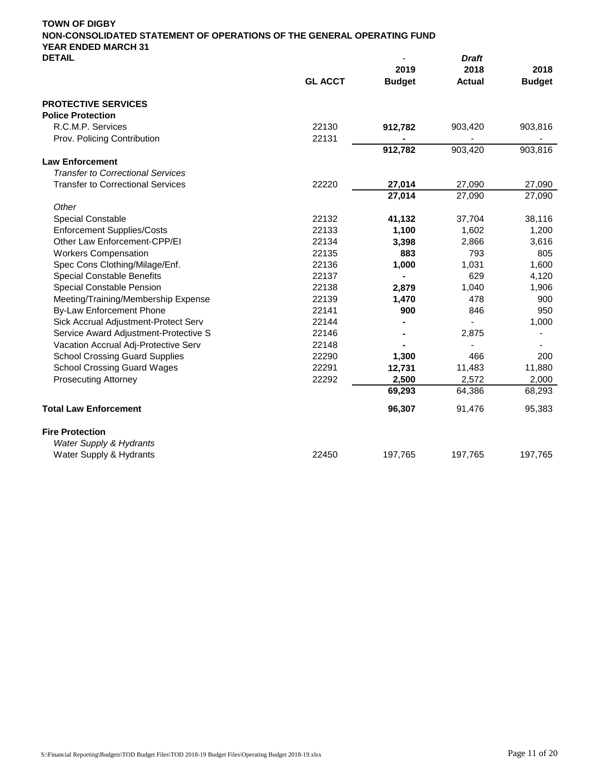**TOWN OF DIGBY**
**NON-CONSOLIDATED STATEMENT OF OPERATIONS OF THE GENERAL OPERATING FUND**
**YEAR ENDED MARCH 31**
**DETAIL**

| | GL ACCT | 2019 Budget | Draft 2018 Actual | 2018 Budget |
|---|---|---|---|---|
| **PROTECTIVE SERVICES** | | | | |
| **Police Protection** | | | | |
| R.C.M.P. Services | 22130 | **912,782** | 903,420 | 903,816 |
| Prov. Policing Contribution | 22131 | **-** | - | - |
| | | **912,782** | 903,420 | 903,816 |
| **Law Enforcement** | | | | |
| *Transfer to Correctional Services* | | | | |
| Transfer to Correctional Services | 22220 | **27,014** | 27,090 | 27,090 |
| | | **27,014** | 27,090 | 27,090 |
| *Other* | | | | |
| Special Constable | 22132 | **41,132** | 37,704 | 38,116 |
| Enforcement Supplies/Costs | 22133 | **1,100** | 1,602 | 1,200 |
| Other Law Enforcement-CPP/EI | 22134 | **3,398** | 2,866 | 3,616 |
| Workers Compensation | 22135 | **883** | 793 | 805 |
| Spec Cons Clothing/Milage/Enf. | 22136 | **1,000** | 1,031 | 1,600 |
| Special Constable Benefits | 22137 | **-** | 629 | 4,120 |
| Special Constable Pension | 22138 | **2,879** | 1,040 | 1,906 |
| Meeting/Training/Membership Expense | 22139 | **1,470** | 478 | 900 |
| By-Law Enforcement Phone | 22141 | **900** | 846 | 950 |
| Sick Accrual Adjustment-Protect Serv | 22144 | **-** | - | 1,000 |
| Service Award Adjustment-Protective S | 22146 | **-** | 2,875 | - |
| Vacation Accrual Adj-Protective Serv | 22148 | **-** | - | - |
| School Crossing Guard Supplies | 22290 | **1,300** | 466 | 200 |
| School Crossing Guard Wages | 22291 | **12,731** | 11,483 | 11,880 |
| Prosecuting Attorney | 22292 | **2,500** | 2,572 | 2,000 |
| | | **69,293** | 64,386 | 68,293 |
| **Total Law Enforcement** | | **96,307** | 91,476 | 95,383 |
| **Fire Protection** | | | | |
| *Water Supply & Hydrants* | | | | |
| Water Supply & Hydrants | 22450 | 197,765 | 197,765 | 197,765 |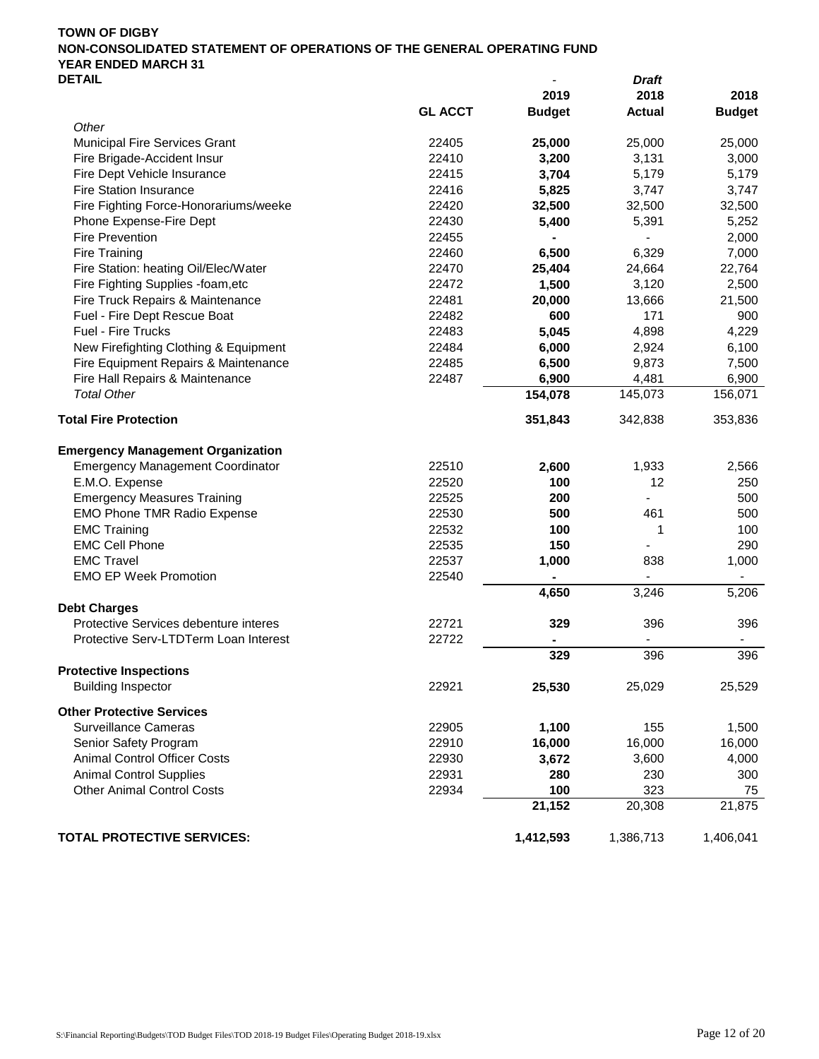**TOWN OF DIGBY**
**NON-CONSOLIDATED STATEMENT OF OPERATIONS OF THE GENERAL OPERATING FUND**
**YEAR ENDED MARCH 31**
**DETAIL**

| | GL ACCT | 2019 Budget | Draft 2018 Actual | 2018 Budget |
|---|---|---|---|---|
| *Other* | | | | |
| Municipal Fire Services Grant | 22405 | **25,000** | 25,000 | 25,000 |
| Fire Brigade-Accident Insur | 22410 | **3,200** | 3,131 | 3,000 |
| Fire Dept Vehicle Insurance | 22415 | **3,704** | 5,179 | 5,179 |
| Fire Station Insurance | 22416 | **5,825** | 3,747 | 3,747 |
| Fire Fighting Force-Honorariums/weeke | 22420 | **32,500** | 32,500 | 32,500 |
| Phone Expense-Fire Dept | 22430 | **5,400** | 5,391 | 5,252 |
| Fire Prevention | 22455 | **-** | - | 2,000 |
| Fire Training | 22460 | **6,500** | 6,329 | 7,000 |
| Fire Station: heating Oil/Elec/Water | 22470 | **25,404** | 24,664 | 22,764 |
| Fire Fighting Supplies -foam,etc | 22472 | **1,500** | 3,120 | 2,500 |
| Fire Truck Repairs & Maintenance | 22481 | **20,000** | 13,666 | 21,500 |
| Fuel - Fire Dept Rescue Boat | 22482 | **600** | 171 | 900 |
| Fuel - Fire Trucks | 22483 | **5,045** | 4,898 | 4,229 |
| New Firefighting Clothing & Equipment | 22484 | **6,000** | 2,924 | 6,100 |
| Fire Equipment Repairs & Maintenance | 22485 | **6,500** | 9,873 | 7,500 |
| Fire Hall Repairs & Maintenance | 22487 | **6,900** | 4,481 | 6,900 |
| *Total Other* | | **154,078** | 145,073 | 156,071 |
| **Total Fire Protection** | | **351,843** | 342,838 | 353,836 |
| **Emergency Management Organization** | | | | |
| Emergency Management Coordinator | 22510 | **2,600** | 1,933 | 2,566 |
| E.M.O. Expense | 22520 | **100** | 12 | 250 |
| Emergency Measures Training | 22525 | **200** | - | 500 |
| EMO Phone TMR Radio Expense | 22530 | **500** | 461 | 500 |
| EMC Training | 22532 | **100** | 1 | 100 |
| EMC Cell Phone | 22535 | **150** | - | 290 |
| EMC Travel | 22537 | **1,000** | 838 | 1,000 |
| EMO EP Week Promotion | 22540 | **-** | - | - |
| | | **4,650** | 3,246 | 5,206 |
| **Debt Charges** | | | | |
| Protective Services debenture interes | 22721 | **329** | 396 | 396 |
| Protective Serv-LTDTerm Loan Interest | 22722 | **-** | - | - |
| | | **329** | 396 | 396 |
| **Protective Inspections** | | | | |
| Building Inspector | 22921 | **25,530** | 25,029 | 25,529 |
| **Other Protective Services** | | | | |
| Surveillance Cameras | 22905 | **1,100** | 155 | 1,500 |
| Senior Safety Program | 22910 | **16,000** | 16,000 | 16,000 |
| Animal Control Officer Costs | 22930 | **3,672** | 3,600 | 4,000 |
| Animal Control Supplies | 22931 | **280** | 230 | 300 |
| Other Animal Control Costs | 22934 | **100** | 323 | 75 |
| | | **21,152** | 20,308 | 21,875 |
| **TOTAL PROTECTIVE SERVICES:** | | **1,412,593** | 1,386,713 | 1,406,041 |

S:\Financial Reporting\Budgets\TOD Budget Files\TOD 2018-19 Budget Files\Operating Budget 2018-19.xlsx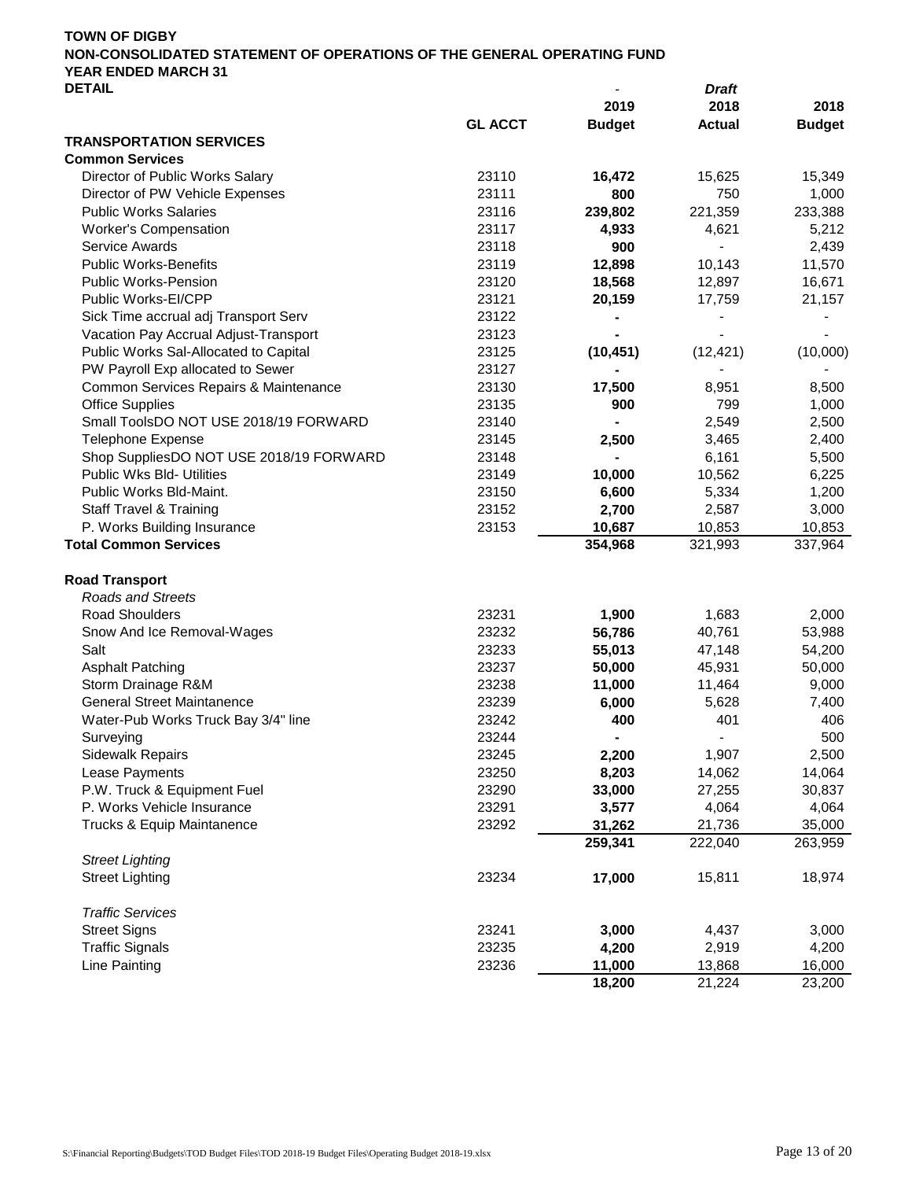**TOWN OF DIGBY**
**NON-CONSOLIDATED STATEMENT OF OPERATIONS OF THE GENERAL OPERATING FUND**
**YEAR ENDED MARCH 31**
**DETAIL**

| | GL ACCT | 2019 Budget | *Draft* 2018 Actual | 2018 Budget |
|---|---|---|---|---|
| **TRANSPORTATION SERVICES** | | | | |
| **Common Services** | | | | |
| Director of Public Works Salary | 23110 | **16,472** | 15,625 | 15,349 |
| Director of PW Vehicle Expenses | 23111 | **800** | 750 | 1,000 |
| Public Works Salaries | 23116 | **239,802** | 221,359 | 233,388 |
| Worker's Compensation | 23117 | **4,933** | 4,621 | 5,212 |
| Service Awards | 23118 | **900** | - | 2,439 |
| Public Works-Benefits | 23119 | **12,898** | 10,143 | 11,570 |
| Public Works-Pension | 23120 | **18,568** | 12,897 | 16,671 |
| Public Works-EI/CPP | 23121 | **20,159** | 17,759 | 21,157 |
| Sick Time accrual adj Transport Serv | 23122 | **-** | - | - |
| Vacation Pay Accrual Adjust-Transport | 23123 | **-** | - | - |
| Public Works Sal-Allocated to Capital | 23125 | **(10,451)** | (12,421) | (10,000) |
| PW Payroll Exp allocated to Sewer | 23127 | **-** | - | - |
| Common Services Repairs & Maintenance | 23130 | **17,500** | 8,951 | 8,500 |
| Office Supplies | 23135 | **900** | 799 | 1,000 |
| Small ToolsDO NOT USE 2018/19 FORWARD | 23140 | **-** | 2,549 | 2,500 |
| Telephone Expense | 23145 | **2,500** | 3,465 | 2,400 |
| Shop SuppliesDO NOT USE 2018/19 FORWARD | 23148 | **-** | 6,161 | 5,500 |
| Public Wks Bld- Utilities | 23149 | **10,000** | 10,562 | 6,225 |
| Public Works Bld-Maint. | 23150 | **6,600** | 5,334 | 1,200 |
| Staff Travel & Training | 23152 | **2,700** | 2,587 | 3,000 |
| P. Works Building Insurance | 23153 | **10,687** | 10,853 | 10,853 |
| **Total Common Services** | | **354,968** | 321,993 | 337,964 |
| | | | | |
| **Road Transport** | | | | |
| *Roads and Streets* | | | | |
| Road Shoulders | 23231 | **1,900** | 1,683 | 2,000 |
| Snow And Ice Removal-Wages | 23232 | **56,786** | 40,761 | 53,988 |
| Salt | 23233 | **55,013** | 47,148 | 54,200 |
| Asphalt Patching | 23237 | **50,000** | 45,931 | 50,000 |
| Storm Drainage R&M | 23238 | **11,000** | 11,464 | 9,000 |
| General Street Maintanence | 23239 | **6,000** | 5,628 | 7,400 |
| Water-Pub Works Truck Bay 3/4" line | 23242 | **400** | 401 | 406 |
| Surveying | 23244 | **-** | - | 500 |
| Sidewalk Repairs | 23245 | **2,200** | 1,907 | 2,500 |
| Lease Payments | 23250 | **8,203** | 14,062 | 14,064 |
| P.W. Truck & Equipment Fuel | 23290 | **33,000** | 27,255 | 30,837 |
| P. Works Vehicle Insurance | 23291 | **3,577** | 4,064 | 4,064 |
| Trucks & Equip Maintanence | 23292 | **31,262** | 21,736 | 35,000 |
| | | **259,341** | 222,040 | 263,959 |
| *Street Lighting* | | | | |
| Street Lighting | 23234 | **17,000** | 15,811 | 18,974 |
| | | | | |
| *Traffic Services* | | | | |
| Street Signs | 23241 | **3,000** | 4,437 | 3,000 |
| Traffic Signals | 23235 | **4,200** | 2,919 | 4,200 |
| Line Painting | 23236 | **11,000** | 13,868 | 16,000 |
| | | **18,200** | 21,224 | 23,200 |

S:\Financial Reporting\Budgets\TOD Budget Files\TOD 2018-19 Budget Files\Operating Budget 2018-19.xlsx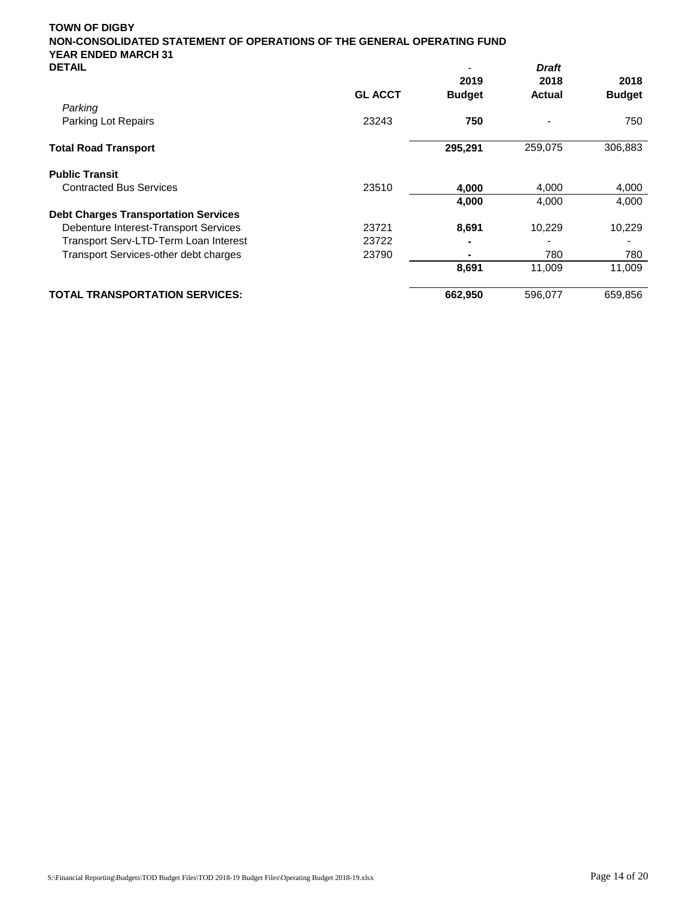**TOWN OF DIGBY**
**NON-CONSOLIDATED STATEMENT OF OPERATIONS OF THE GENERAL OPERATING FUND**
**YEAR ENDED MARCH 31**
**DETAIL**

| | GL ACCT | 2019 Budget | *Draft* 2018 Actual | 2018 Budget |
|---|---|---|---|---|
| *Parking* | | | | |
| Parking Lot Repairs | 23243 | **750** | - | 750 |
| **Total Road Transport** | | **295,291** | 259,075 | 306,883 |
| **Public Transit** | | | | |
| Contracted Bus Services | 23510 | **4,000** | 4,000 | 4,000 |
| | | **4,000** | 4,000 | 4,000 |
| **Debt Charges Transportation Services** | | | | |
| Debenture Interest-Transport Services | 23721 | **8,691** | 10,229 | 10,229 |
| Transport Serv-LTD-Term Loan Interest | 23722 | **-** | - | - |
| Transport Services-other debt charges | 23790 | **-** | 780 | 780 |
| | | **8,691** | 11,009 | 11,009 |
| **TOTAL TRANSPORTATION SERVICES:** | | **662,950** | 596,077 | 659,856 |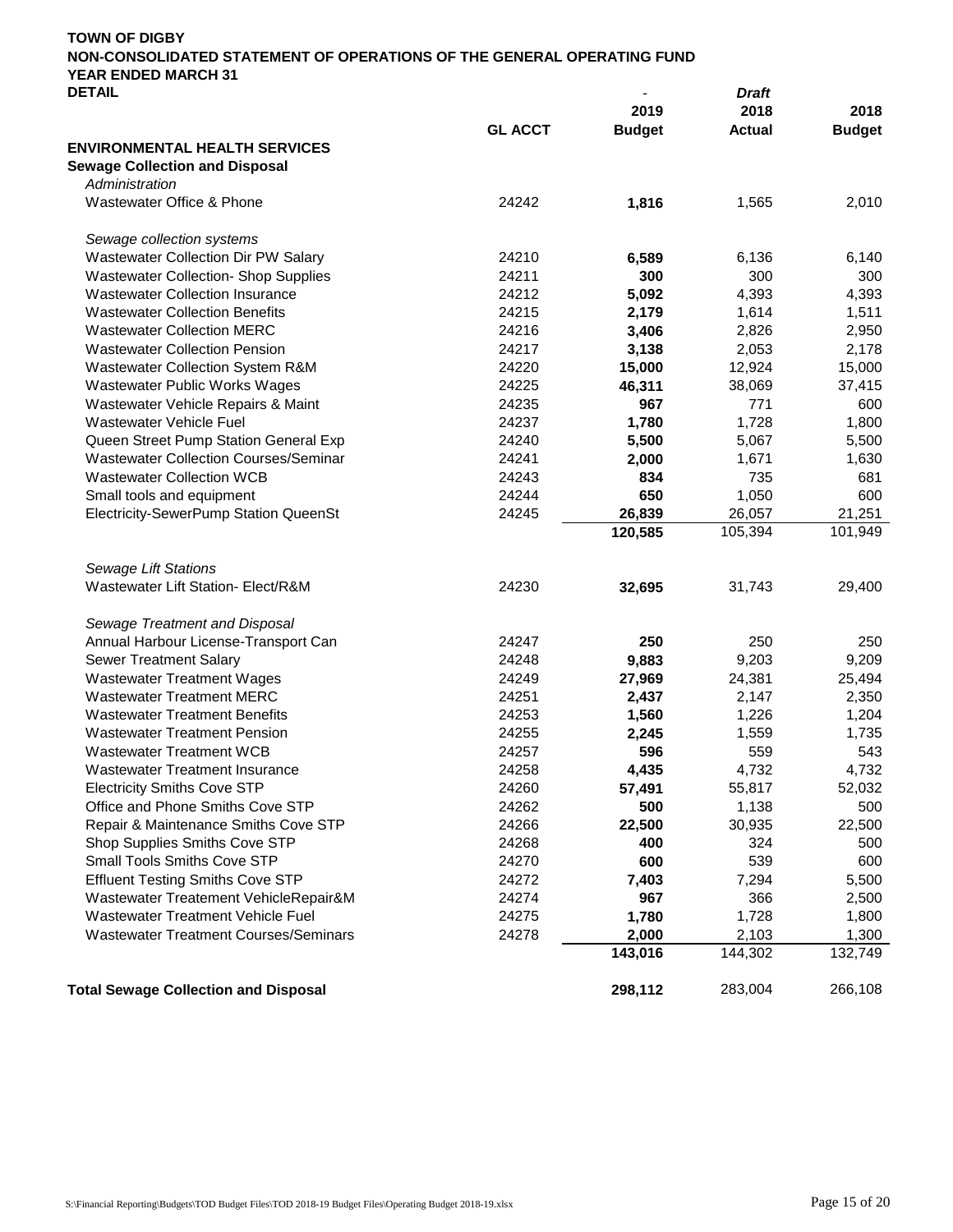**TOWN OF DIGBY**
**NON-CONSOLIDATED STATEMENT OF OPERATIONS OF THE GENERAL OPERATING FUND**
**YEAR ENDED MARCH 31**
**DETAIL**

| | GL ACCT | 2019 Budget | Draft 2018 Actual | 2018 Budget |
|---|---|---|---|---|
| **ENVIRONMENTAL HEALTH SERVICES** | | | | |
| **Sewage Collection and Disposal** | | | | |
| *Administration* | | | | |
| Wastewater Office & Phone | 24242 | **1,816** | 1,565 | 2,010 |
| *Sewage collection systems* | | | | |
| Wastewater Collection Dir PW Salary | 24210 | **6,589** | 6,136 | 6,140 |
| Wastewater Collection- Shop Supplies | 24211 | **300** | 300 | 300 |
| Wastewater Collection Insurance | 24212 | **5,092** | 4,393 | 4,393 |
| Wastewater Collection Benefits | 24215 | **2,179** | 1,614 | 1,511 |
| Wastewater Collection MERC | 24216 | **3,406** | 2,826 | 2,950 |
| Wastewater Collection Pension | 24217 | **3,138** | 2,053 | 2,178 |
| Wastewater Collection System R&M | 24220 | **15,000** | 12,924 | 15,000 |
| Wastewater Public Works Wages | 24225 | **46,311** | 38,069 | 37,415 |
| Wastewater Vehicle Repairs & Maint | 24235 | **967** | 771 | 600 |
| Wastewater Vehicle Fuel | 24237 | **1,780** | 1,728 | 1,800 |
| Queen Street Pump Station General Exp | 24240 | **5,500** | 5,067 | 5,500 |
| Wastewater Collection Courses/Seminar | 24241 | **2,000** | 1,671 | 1,630 |
| Wastewater Collection WCB | 24243 | **834** | 735 | 681 |
| Small tools and equipment | 24244 | **650** | 1,050 | 600 |
| Electricity-SewerPump Station QueenSt | 24245 | **26,839** | 26,057 | 21,251 |
| | | **120,585** | 105,394 | 101,949 |
| *Sewage Lift Stations* | | | | |
| Wastewater Lift Station- Elect/R&M | 24230 | **32,695** | 31,743 | 29,400 |
| *Sewage Treatment and Disposal* | | | | |
| Annual Harbour License-Transport Can | 24247 | **250** | 250 | 250 |
| Sewer Treatment Salary | 24248 | **9,883** | 9,203 | 9,209 |
| Wastewater Treatment Wages | 24249 | **27,969** | 24,381 | 25,494 |
| Wastewater Treatment MERC | 24251 | **2,437** | 2,147 | 2,350 |
| Wastewater Treatment Benefits | 24253 | **1,560** | 1,226 | 1,204 |
| Wastewater Treatment Pension | 24255 | **2,245** | 1,559 | 1,735 |
| Wastewater Treatment WCB | 24257 | **596** | 559 | 543 |
| Wastewater Treatment Insurance | 24258 | **4,435** | 4,732 | 4,732 |
| Electricity Smiths Cove STP | 24260 | **57,491** | 55,817 | 52,032 |
| Office and Phone Smiths Cove STP | 24262 | **500** | 1,138 | 500 |
| Repair & Maintenance Smiths Cove STP | 24266 | **22,500** | 30,935 | 22,500 |
| Shop Supplies Smiths Cove STP | 24268 | **400** | 324 | 500 |
| Small Tools Smiths Cove STP | 24270 | **600** | 539 | 600 |
| Effluent Testing Smiths Cove STP | 24272 | **7,403** | 7,294 | 5,500 |
| Wastewater Treatement VehicleRepair&M | 24274 | **967** | 366 | 2,500 |
| Wastewater Treatment Vehicle Fuel | 24275 | **1,780** | 1,728 | 1,800 |
| Wastewater Treatment Courses/Seminars | 24278 | **2,000** | 2,103 | 1,300 |
| | | **143,016** | 144,302 | 132,749 |
| **Total Sewage Collection and Disposal** | | **298,112** | 283,004 | 266,108 |

S:\Financial Reporting\Budgets\TOD Budget Files\TOD 2018-19 Budget Files\Operating Budget 2018-19.xlsx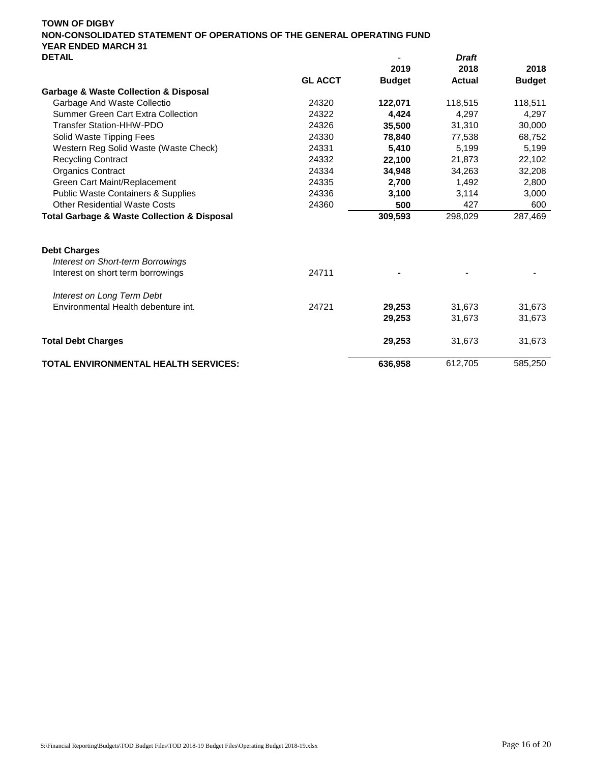**TOWN OF DIGBY**
**NON-CONSOLIDATED STATEMENT OF OPERATIONS OF THE GENERAL OPERATING FUND**
**YEAR ENDED MARCH 31**
**DETAIL**

| | GL ACCT | 2019 Budget | *Draft* 2018 Actual | 2018 Budget |
|---|---|---|---|---|
| **Garbage & Waste Collection & Disposal** | | | | |
| Garbage And Waste Collectio | 24320 | **122,071** | 118,515 | 118,511 |
| Summer Green Cart Extra Collection | 24322 | **4,424** | 4,297 | 4,297 |
| Transfer Station-HHW-PDO | 24326 | **35,500** | 31,310 | 30,000 |
| Solid Waste Tipping Fees | 24330 | **78,840** | 77,538 | 68,752 |
| Western Reg Solid Waste (Waste Check) | 24331 | **5,410** | 5,199 | 5,199 |
| Recycling Contract | 24332 | **22,100** | 21,873 | 22,102 |
| Organics Contract | 24334 | **34,948** | 34,263 | 32,208 |
| Green Cart Maint/Replacement | 24335 | **2,700** | 1,492 | 2,800 |
| Public Waste Containers & Supplies | 24336 | **3,100** | 3,114 | 3,000 |
| Other Residential Waste Costs | 24360 | **500** | 427 | 600 |
| **Total Garbage & Waste Collection & Disposal** | | **309,593** | 298,029 | 287,469 |
| | | | | |
| **Debt Charges** | | | | |
| *Interest on Short-term Borrowings* | | | | |
| Interest on short term borrowings | 24711 | **-** | - | - |
| *Interest on Long Term Debt* | | | | |
| Environmental Health debenture int. | 24721 | **29,253** | 31,673 | 31,673 |
| | | **29,253** | 31,673 | 31,673 |
| **Total Debt Charges** | | **29,253** | 31,673 | 31,673 |
| **TOTAL ENVIRONMENTAL HEALTH SERVICES:** | | **636,958** | 612,705 | 585,250 |

S:\Financial Reporting\Budgets\TOD Budget Files\TOD 2018-19 Budget Files\Operating Budget 2018-19.xlsx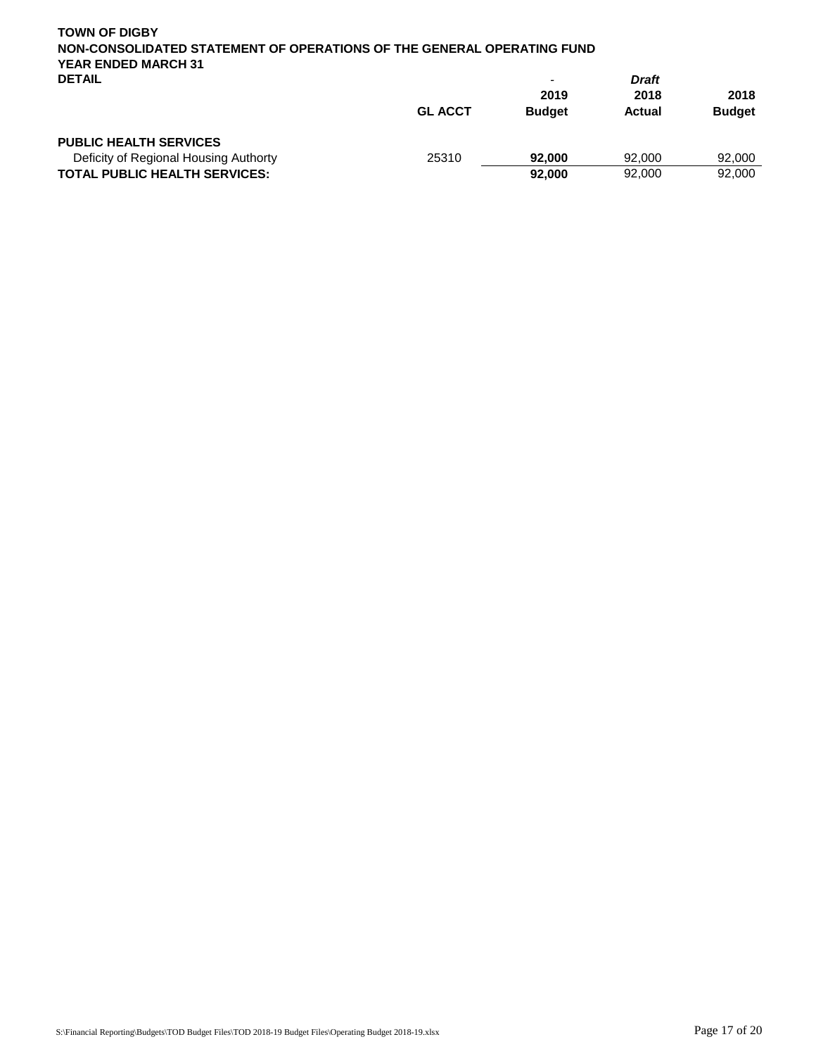**TOWN OF DIGBY**
**NON-CONSOLIDATED STATEMENT OF OPERATIONS OF THE GENERAL OPERATING FUND**
**YEAR ENDED MARCH 31**
**DETAIL**

| | GL ACCT | - 2019 Budget | *Draft* 2018 Actual | 2018 Budget |
|---|---|---|---|---|
| **PUBLIC HEALTH SERVICES** | | | | |
| Deficity of Regional Housing Authorty | 25310 | **92,000** | 92,000 | 92,000 |
| **TOTAL PUBLIC HEALTH SERVICES:** | | **92,000** | 92,000 | 92,000 |

S:\Financial Reporting\Budgets\TOD Budget Files\TOD 2018-19 Budget Files\Operating Budget 2018-19.xlsx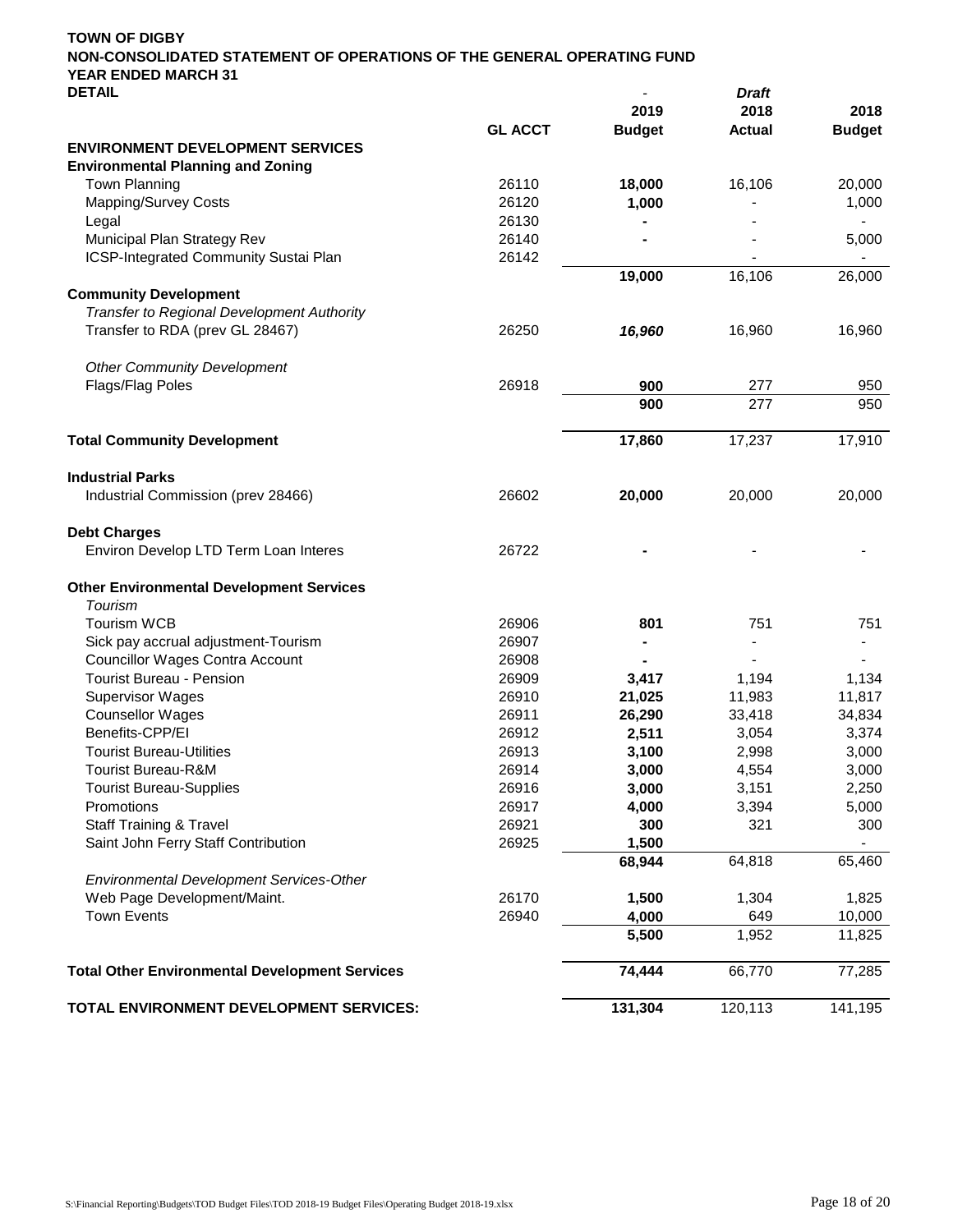**TOWN OF DIGBY**
**NON-CONSOLIDATED STATEMENT OF OPERATIONS OF THE GENERAL OPERATING FUND**
**YEAR ENDED MARCH 31**
**DETAIL**

| | GL ACCT | 2019 Budget | *Draft* 2018 Actual | 2018 Budget |
|---|---|---|---|---|
| **ENVIRONMENT DEVELOPMENT SERVICES** | | | | |
| **Environmental Planning and Zoning** | | | | |
| Town Planning | 26110 | **18,000** | 16,106 | 20,000 |
| Mapping/Survey Costs | 26120 | **1,000** | - | 1,000 |
| Legal | 26130 | **-** | - | - |
| Municipal Plan Strategy Rev | 26140 | **-** | - | 5,000 |
| ICSP-Integrated Community Sustai Plan | 26142 | | - | - |
| | | **19,000** | 16,106 | 26,000 |
| **Community Development** | | | | |
| *Transfer to Regional Development Authority* | | | | |
| Transfer to RDA (prev GL 28467) | 26250 | ***16,960*** | 16,960 | 16,960 |
| *Other Community Development* | | | | |
| Flags/Flag Poles | 26918 | **900** | 277 | 950 |
| | | **900** | 277 | 950 |
| **Total Community Development** | | **17,860** | 17,237 | 17,910 |
| **Industrial Parks** | | | | |
| Industrial Commission (prev 28466) | 26602 | **20,000** | 20,000 | 20,000 |
| **Debt Charges** | | | | |
| Environ Develop LTD Term Loan Interes | 26722 | **-** | - | - |
| **Other Environmental Development Services** | | | | |
| *Tourism* | | | | |
| Tourism WCB | 26906 | **801** | 751 | 751 |
| Sick pay accrual adjustment-Tourism | 26907 | **-** | - | - |
| Councillor Wages Contra Account | 26908 | **-** | - | - |
| Tourist Bureau - Pension | 26909 | **3,417** | 1,194 | 1,134 |
| Supervisor Wages | 26910 | **21,025** | 11,983 | 11,817 |
| Counsellor Wages | 26911 | **26,290** | 33,418 | 34,834 |
| Benefits-CPP/EI | 26912 | **2,511** | 3,054 | 3,374 |
| Tourist Bureau-Utilities | 26913 | **3,100** | 2,998 | 3,000 |
| Tourist Bureau-R&M | 26914 | **3,000** | 4,554 | 3,000 |
| Tourist Bureau-Supplies | 26916 | **3,000** | 3,151 | 2,250 |
| Promotions | 26917 | **4,000** | 3,394 | 5,000 |
| Staff Training & Travel | 26921 | **300** | 321 | 300 |
| Saint John Ferry Staff Contribution | 26925 | **1,500** | | - |
| | | **68,944** | 64,818 | 65,460 |
| *Environmental Development Services-Other* | | | | |
| Web Page Development/Maint. | 26170 | **1,500** | 1,304 | 1,825 |
| Town Events | 26940 | **4,000** | 649 | 10,000 |
| | | **5,500** | 1,952 | 11,825 |
| **Total Other Environmental Development Services** | | **74,444** | 66,770 | 77,285 |
| **TOTAL ENVIRONMENT DEVELOPMENT SERVICES:** | | **131,304** | 120,113 | 141,195 |

S:\Financial Reporting\Budgets\TOD Budget Files\TOD 2018-19 Budget Files\Operating Budget 2018-19.xlsx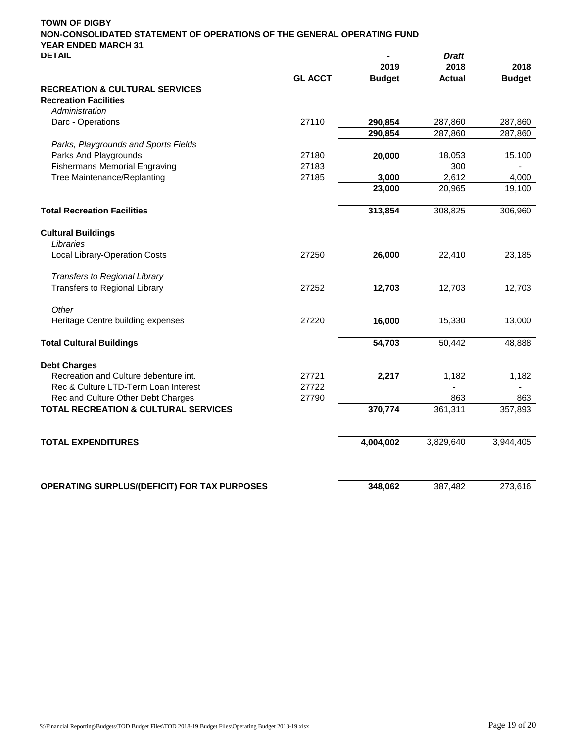**TOWN OF DIGBY**
**NON-CONSOLIDATED STATEMENT OF OPERATIONS OF THE GENERAL OPERATING FUND**
**YEAR ENDED MARCH 31**
**DETAIL**

| | GL ACCT | - 2019 Budget | *Draft* 2018 Actual | 2018 Budget |
|---|---|---|---|---|
| **RECREATION & CULTURAL SERVICES** | | | | |
| **Recreation Facilities** | | | | |
| *Administration* | | | | |
| Darc - Operations | 27110 | **290,854** | 287,860 | 287,860 |
| | | **290,854** | 287,860 | 287,860 |
| *Parks, Playgrounds and Sports Fields* | | | | |
| Parks And Playgrounds | 27180 | **20,000** | 18,053 | 15,100 |
| Fishermans Memorial Engraving | 27183 | | 300 | - |
| Tree Maintenance/Replanting | 27185 | **3,000** | 2,612 | 4,000 |
| | | **23,000** | 20,965 | 19,100 |
| **Total Recreation Facilities** | | **313,854** | 308,825 | 306,960 |
| **Cultural Buildings** | | | | |
| *Libraries* | | | | |
| Local Library-Operation Costs | 27250 | **26,000** | 22,410 | 23,185 |
| *Transfers to Regional Library* | | | | |
| Transfers to Regional Library | 27252 | **12,703** | 12,703 | 12,703 |
| *Other* | | | | |
| Heritage Centre building expenses | 27220 | **16,000** | 15,330 | 13,000 |
| **Total Cultural Buildings** | | **54,703** | 50,442 | 48,888 |
| **Debt Charges** | | | | |
| Recreation and Culture debenture int. | 27721 | **2,217** | 1,182 | 1,182 |
| Rec & Culture LTD-Term Loan Interest | 27722 | | - | - |
| Rec and Culture Other Debt Charges | 27790 | | 863 | 863 |
| **TOTAL RECREATION & CULTURAL SERVICES** | | **370,774** | 361,311 | 357,893 |
| **TOTAL EXPENDITURES** | | **4,004,002** | 3,829,640 | 3,944,405 |
| **OPERATING SURPLUS/(DEFICIT) FOR TAX PURPOSES** | | **348,062** | 387,482 | 273,616 |

S:\Financial Reporting\Budgets\TOD Budget Files\TOD 2018-19 Budget Files\Operating Budget 2018-19.xlsx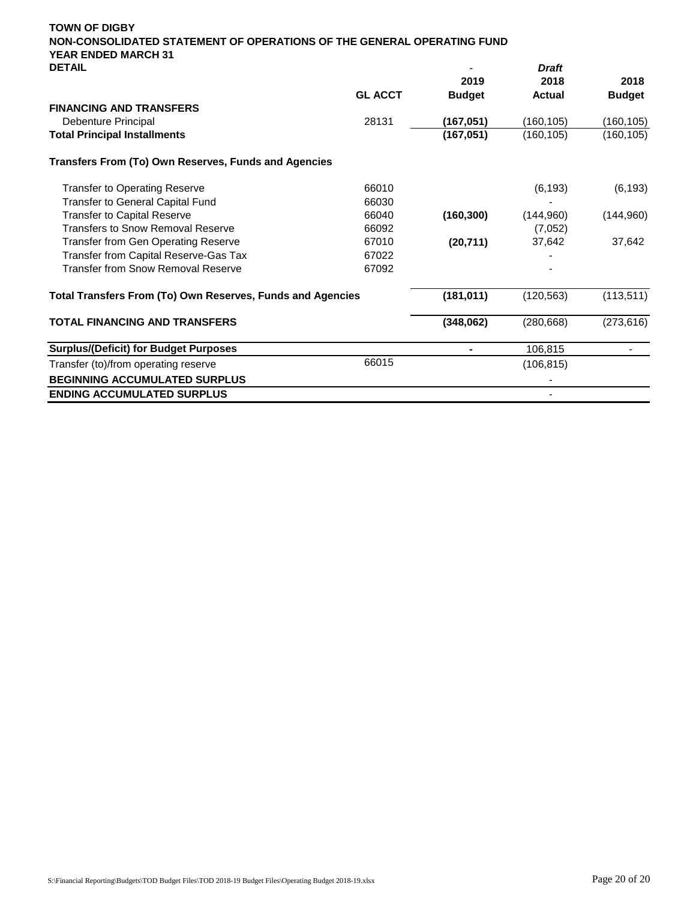**TOWN OF DIGBY**
**NON-CONSOLIDATED STATEMENT OF OPERATIONS OF THE GENERAL OPERATING FUND**
**YEAR ENDED MARCH 31**
**DETAIL**

| | GL ACCT | 2019 Budget | *Draft* 2018 Actual | 2018 Budget |
|---|---|---|---|---|
| **FINANCING AND TRANSFERS** | | | | |
| Debenture Principal | 28131 | **(167,051)** | (160,105) | (160,105) |
| **Total Principal Installments** | | **(167,051)** | (160,105) | (160,105) |
| **Transfers From (To) Own Reserves, Funds and Agencies** | | | | |
| Transfer to Operating Reserve | 66010 | | (6,193) | (6,193) |
| Transfer to General Capital Fund | 66030 | | - | |
| Transfer to Capital Reserve | 66040 | **(160,300)** | (144,960) | (144,960) |
| Transfers to Snow Removal Reserve | 66092 | | (7,052) | |
| Transfer from Gen Operating Reserve | 67010 | **(20,711)** | 37,642 | 37,642 |
| Transfer from Capital Reserve-Gas Tax | 67022 | | - | |
| Transfer from Snow Removal Reserve | 67092 | | - | |
| **Total Transfers From (To) Own Reserves, Funds and Agencies** | | **(181,011)** | (120,563) | (113,511) |
| **TOTAL FINANCING AND TRANSFERS** | | **(348,062)** | (280,668) | (273,616) |
| **Surplus/(Deficit) for Budget Purposes** | | **-** | 106,815 | - |
| Transfer (to)/from operating reserve | 66015 | | (106,815) | |
| **BEGINNING ACCUMULATED SURPLUS** | | | - | |
| **ENDING ACCUMULATED SURPLUS** | | | - | |

S:\Financial Reporting\Budgets\TOD Budget Files\TOD 2018-19 Budget Files\Operating Budget 2018-19.xlsx